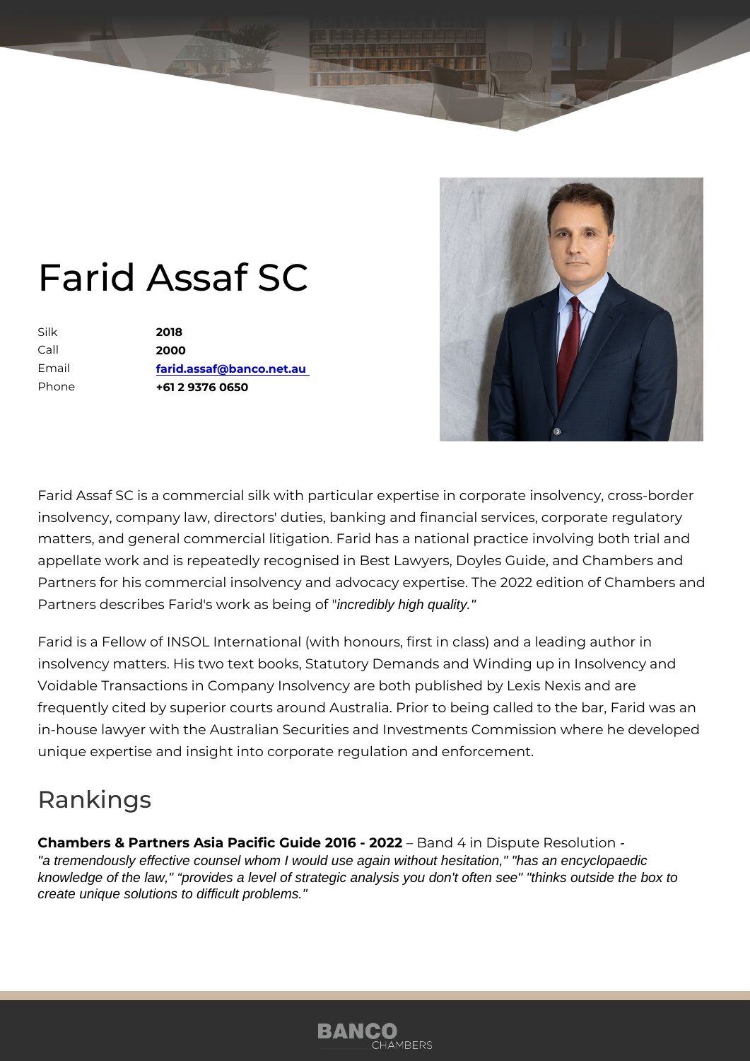# Farid Assaf SC

| | |
|---|---|
| Silk | **2018** |
| Call | **2000** |
| Email | **farid.assaf@banco.net.au** |
| Phone | **+61 2 9376 0650** |

Farid Assaf SC is a commercial silk with particular expertise in corporate insolvency, cross-border insolvency, company law, directors' duties, banking and financial services, corporate regulatory matters, and general commercial litigation. Farid has a national practice involving both trial and appellate work and is repeatedly recognised in Best Lawyers, Doyles Guide, and Chambers and Partners for his commercial insolvency and advocacy expertise. The 2022 edition of Chambers and Partners describes Farid's work as being of "*incredibly high quality.*"

Farid is a Fellow of INSOL International (with honours, first in class) and a leading author in insolvency matters. His two text books, Statutory Demands and Winding up in Insolvency and Voidable Transactions in Company Insolvency are both published by Lexis Nexis and are frequently cited by superior courts around Australia. Prior to being called to the bar, Farid was an in-house lawyer with the Australian Securities and Investments Commission where he developed unique expertise and insight into corporate regulation and enforcement.

## Rankings

**Chambers & Partners Asia Pacific Guide 2016 - 2022** – Band 4 in Dispute Resolution - *"a tremendously effective counsel whom I would use again without hesitation," "has an encyclopaedic knowledge of the law," "provides a level of strategic analysis you don't often see" "thinks outside the box to create unique solutions to difficult problems."*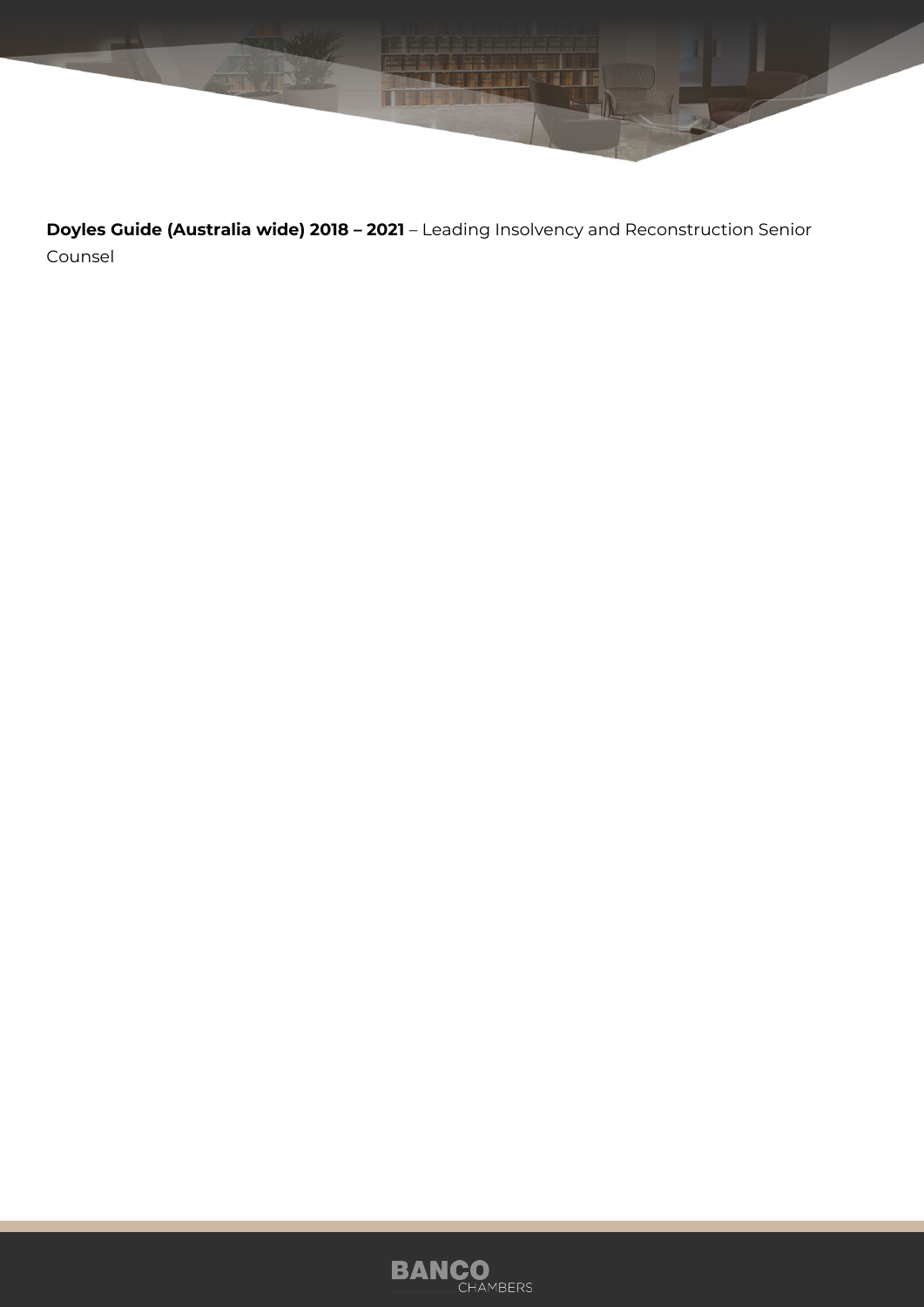**Doyles Guide (Australia wide) 2018 – 2021** – Leading Insolvency and Reconstruction Senior Counsel